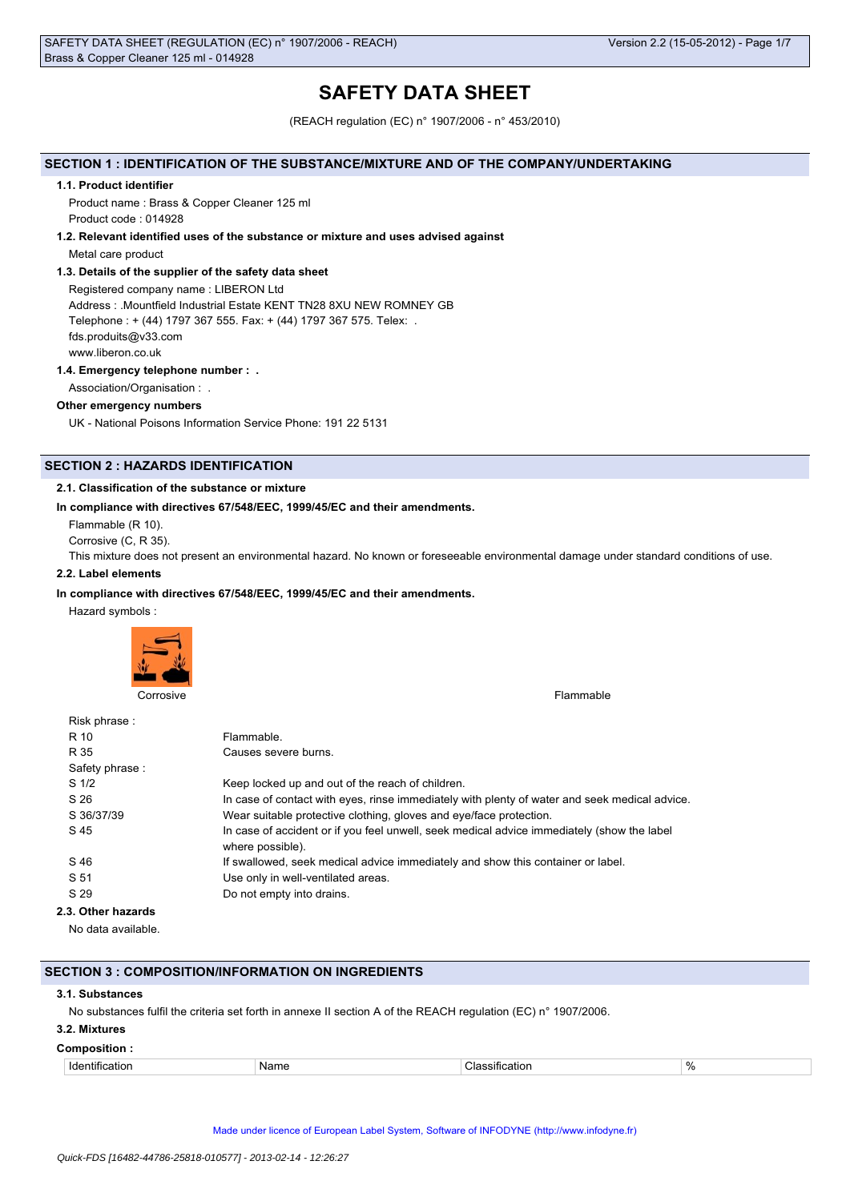# SAFETY DATA SHEET

(REACH regulation (EC) n° 1907/2006 - n° 453/2010)

## SECTION 1 : IDENTIFICATION OF THE SUBSTANCE/MIXTURE AND OF THE COMPANY/UNDERTAKING

### 1.1. Product identifier

Product name : Brass & Copper Cleaner 125 ml

Product code : 014928

### 1.2. Relevant identified uses of the substance or mixture and uses advised against

Metal care product

### 1.3. Details of the supplier of the safety data sheet

Registered company name : LIBERON Ltd

Address : .Mountfield Industrial Estate KENT TN28 8XU NEW ROMNEY GB

Telephone : + (44) 1797 367 555. Fax: + (44) 1797 367 575. Telex: .

fds.produits@v33.com

www.liberon.co.uk

### 1.4. Emergency telephone number : .

Association/Organisation : .

**Other emergency numbers**

UK - National Poisons Information Service Phone: 191 22 5131

## SECTION 2 : HAZARDS IDENTIFICATION

### 2.1. Classification of the substance or mixture

**In compliance with directives 67/548/EEC, 1999/45/EC and their amendments.**

Flammable (R 10).

Corrosive (C, R 35).

This mixture does not present an environmental hazard. No known or foreseeable environmental damage under standard conditions of use.

### 2.2. Label elements

**In compliance with directives 67/548/EEC, 1999/45/EC and their amendments.**

Hazard symbols :

Corrosive

Flammable

| | |
|---|---|
| Risk phrase : | |
| R 10 | Flammable. |
| R 35 | Causes severe burns. |
| Safety phrase : | |
| S 1/2 | Keep locked up and out of the reach of children. |
| S 26 | In case of contact with eyes, rinse immediately with plenty of water and seek medical advice. |
| S 36/37/39 | Wear suitable protective clothing, gloves and eye/face protection. |
| S 45 | In case of accident or if you feel unwell, seek medical advice immediately (show the label where possible). |
| S 46 | If swallowed, seek medical advice immediately and show this container or label. |
| S 51 | Use only in well-ventilated areas. |
| S 29 | Do not empty into drains. |

### 2.3. Other hazards

No data available.

## SECTION 3 : COMPOSITION/INFORMATION ON INGREDIENTS

### 3.1. Substances

No substances fulfil the criteria set forth in annexe II section A of the REACH regulation (EC) n° 1907/2006.

### 3.2. Mixtures

**Composition :**

| Identification | Name | Classification | % |
|---|---|---|---|

Made under licence of European Label System, Software of INFODYNE (http://www.infodyne.fr)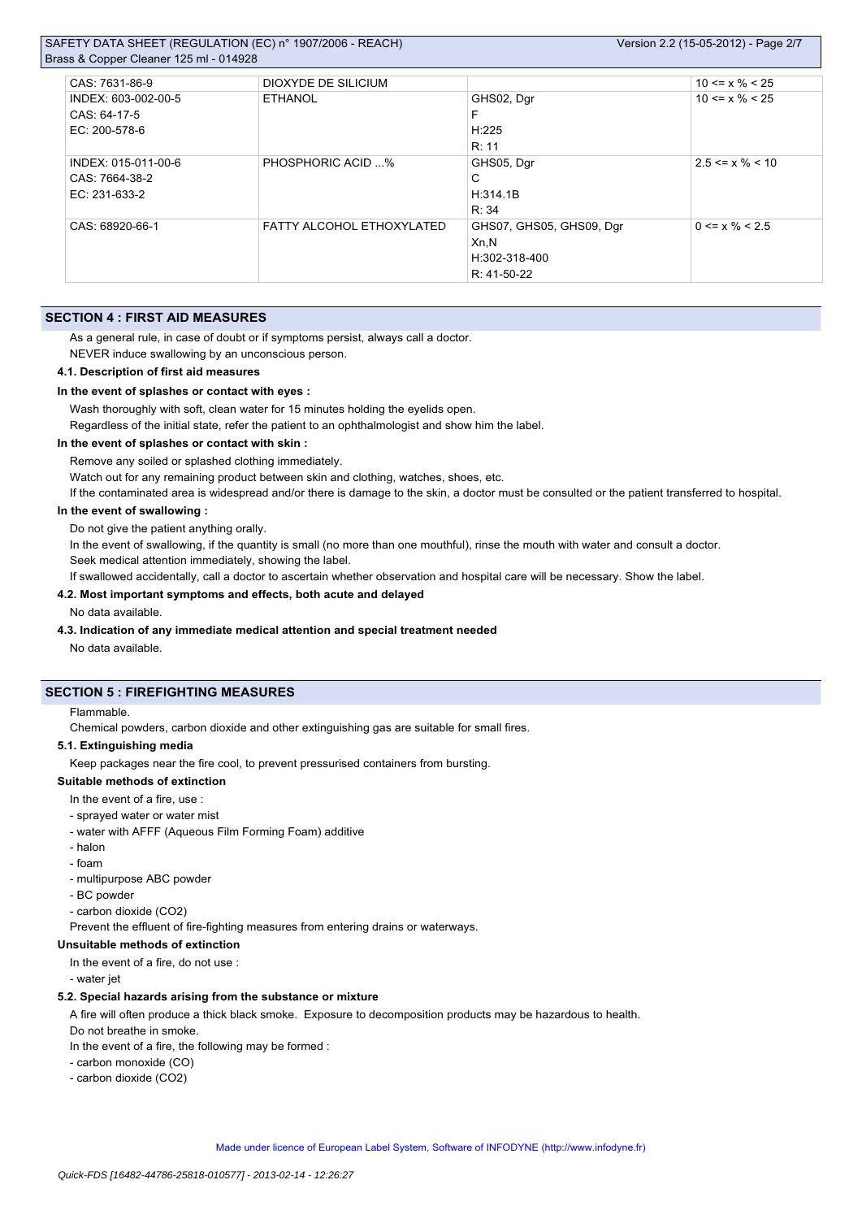| | | | |
|---|---|---|---|
| CAS: 7631-86-9 | DIOXYDE DE SILICIUM | | 10 <= x % < 25 |
| INDEX: 603-002-00-5<br>CAS: 64-17-5<br>EC: 200-578-6 | ETHANOL | GHS02, Dgr<br>F<br>H:225<br>R: 11 | 10 <= x % < 25 |
| INDEX: 015-011-00-6<br>CAS: 7664-38-2<br>EC: 231-633-2 | PHOSPHORIC ACID ...% | GHS05, Dgr<br>C<br>H:314.1B<br>R: 34 | 2.5 <= x % < 10 |
| CAS: 68920-66-1 | FATTY ALCOHOL ETHOXYLATED | GHS07, GHS05, GHS09, Dgr<br>Xn,N<br>H:302-318-400<br>R: 41-50-22 | 0 <= x % < 2.5 |

## SECTION 4 : FIRST AID MEASURES

As a general rule, in case of doubt or if symptoms persist, always call a doctor.

NEVER induce swallowing by an unconscious person.

### 4.1. Description of first aid measures

**In the event of splashes or contact with eyes :**

Wash thoroughly with soft, clean water for 15 minutes holding the eyelids open.

Regardless of the initial state, refer the patient to an ophthalmologist and show him the label.

**In the event of splashes or contact with skin :**

Remove any soiled or splashed clothing immediately.

Watch out for any remaining product between skin and clothing, watches, shoes, etc.

If the contaminated area is widespread and/or there is damage to the skin, a doctor must be consulted or the patient transferred to hospital.

**In the event of swallowing :**

Do not give the patient anything orally.

In the event of swallowing, if the quantity is small (no more than one mouthful), rinse the mouth with water and consult a doctor.

Seek medical attention immediately, showing the label.

If swallowed accidentally, call a doctor to ascertain whether observation and hospital care will be necessary. Show the label.

### 4.2. Most important symptoms and effects, both acute and delayed

No data available.

### 4.3. Indication of any immediate medical attention and special treatment needed

No data available.

## SECTION 5 : FIREFIGHTING MEASURES

Flammable.

Chemical powders, carbon dioxide and other extinguishing gas are suitable for small fires.

### 5.1. Extinguishing media

Keep packages near the fire cool, to prevent pressurised containers from bursting.

**Suitable methods of extinction**

In the event of a fire, use :

- sprayed water or water mist
- water with AFFF (Aqueous Film Forming Foam) additive
- halon
- foam
- multipurpose ABC powder
- BC powder
- carbon dioxide ($CO_2$)

Prevent the effluent of fire-fighting measures from entering drains or waterways.

**Unsuitable methods of extinction**

In the event of a fire, do not use :

- water jet

### 5.2. Special hazards arising from the substance or mixture

A fire will often produce a thick black smoke. Exposure to decomposition products may be hazardous to health.

Do not breathe in smoke.

In the event of a fire, the following may be formed :

- carbon monoxide (CO)
- carbon dioxide ($CO_2$)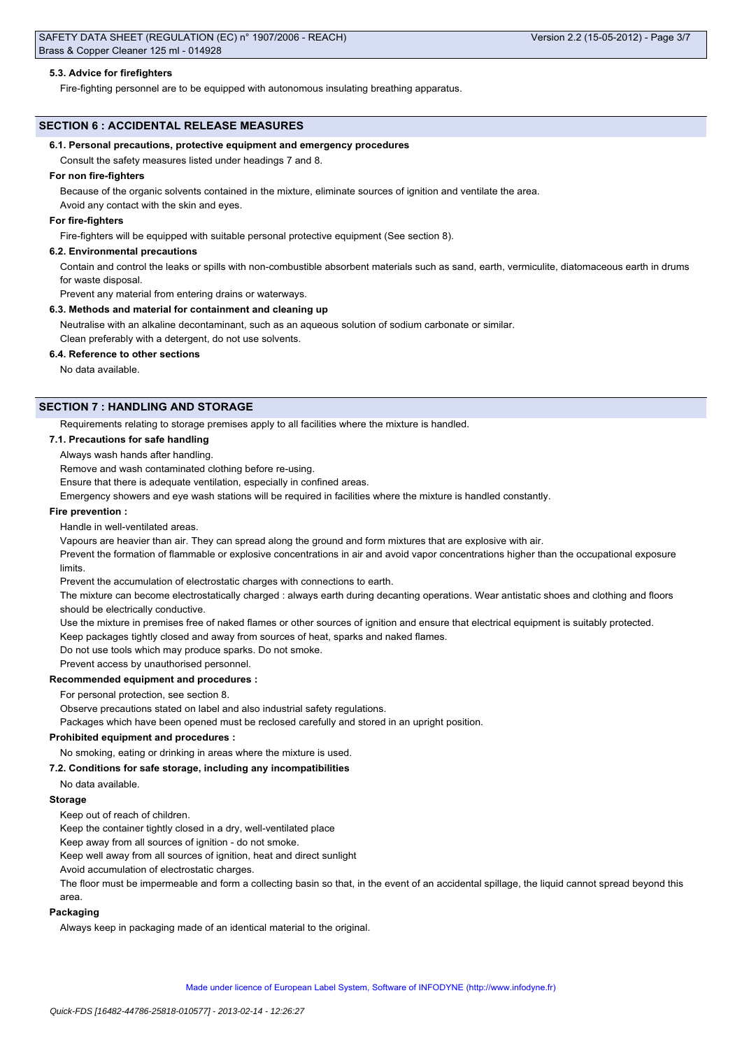#### 5.3. Advice for firefighters

Fire-fighting personnel are to be equipped with autonomous insulating breathing apparatus.

## SECTION 6 : ACCIDENTAL RELEASE MEASURES

#### 6.1. Personal precautions, protective equipment and emergency procedures

Consult the safety measures listed under headings 7 and 8.

**For non fire-fighters**

Because of the organic solvents contained in the mixture, eliminate sources of ignition and ventilate the area.

Avoid any contact with the skin and eyes.

**For fire-fighters**

Fire-fighters will be equipped with suitable personal protective equipment (See section 8).

#### 6.2. Environmental precautions

Contain and control the leaks or spills with non-combustible absorbent materials such as sand, earth, vermiculite, diatomaceous earth in drums for waste disposal.

Prevent any material from entering drains or waterways.

#### 6.3. Methods and material for containment and cleaning up

Neutralise with an alkaline decontaminant, such as an aqueous solution of sodium carbonate or similar.

Clean preferably with a detergent, do not use solvents.

#### 6.4. Reference to other sections

No data available.

## SECTION 7 : HANDLING AND STORAGE

Requirements relating to storage premises apply to all facilities where the mixture is handled.

#### 7.1. Precautions for safe handling

Always wash hands after handling.

Remove and wash contaminated clothing before re-using.

Ensure that there is adequate ventilation, especially in confined areas.

Emergency showers and eye wash stations will be required in facilities where the mixture is handled constantly.

**Fire prevention :**

Handle in well-ventilated areas.

Vapours are heavier than air. They can spread along the ground and form mixtures that are explosive with air.

Prevent the formation of flammable or explosive concentrations in air and avoid vapor concentrations higher than the occupational exposure limits.

Prevent the accumulation of electrostatic charges with connections to earth.

The mixture can become electrostatically charged : always earth during decanting operations. Wear antistatic shoes and clothing and floors should be electrically conductive.

Use the mixture in premises free of naked flames or other sources of ignition and ensure that electrical equipment is suitably protected.

Keep packages tightly closed and away from sources of heat, sparks and naked flames.

Do not use tools which may produce sparks. Do not smoke.

Prevent access by unauthorised personnel.

**Recommended equipment and procedures :**

For personal protection, see section 8.

Observe precautions stated on label and also industrial safety regulations.

Packages which have been opened must be reclosed carefully and stored in an upright position.

**Prohibited equipment and procedures :**

No smoking, eating or drinking in areas where the mixture is used.

#### 7.2. Conditions for safe storage, including any incompatibilities

No data available.

**Storage**

Keep out of reach of children.

Keep the container tightly closed in a dry, well-ventilated place

Keep away from all sources of ignition - do not smoke.

Keep well away from all sources of ignition, heat and direct sunlight

Avoid accumulation of electrostatic charges.

The floor must be impermeable and form a collecting basin so that, in the event of an accidental spillage, the liquid cannot spread beyond this area.

**Packaging**

Always keep in packaging made of an identical material to the original.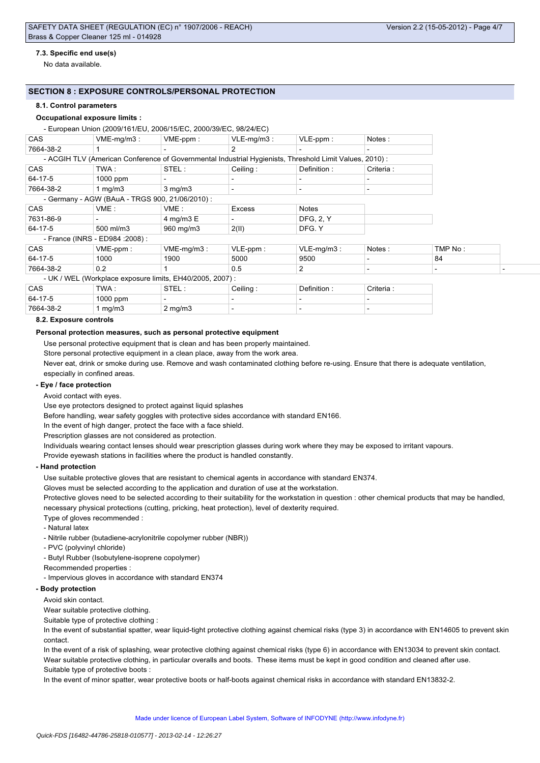#### 7.3. Specific end use(s)

No data available.

## SECTION 8 : EXPOSURE CONTROLS/PERSONAL PROTECTION

#### 8.1. Control parameters

**Occupational exposure limits :**

- European Union (2009/161/EU, 2006/15/EC, 2000/39/EC, 98/24/EC)

| CAS | VME-mg/m3 : | VME-ppm : | VLE-mg/m3 : | VLE-ppm : | Notes : |
|---|---|---|---|---|---|
| 7664-38-2 | 1 | - | 2 | - | - |

- ACGIH TLV (American Conference of Governmental Industrial Hygienists, Threshold Limit Values, 2010) :

| CAS | TWA : | STEL : | Ceiling : | Definition : | Criteria : |
|---|---|---|---|---|---|
| 64-17-5 | 1000 ppm | - | - | - | - |
| 7664-38-2 | 1 mg/m3 | 3 mg/m3 | - | - | - |

- Germany - AGW (BAuA - TRGS 900, 21/06/2010) :

| CAS | VME : | VME : | Excess | Notes |
|---|---|---|---|---|
| 7631-86-9 | - | 4 mg/m3 E | - | DFG, 2, Y |
| 64-17-5 | 500 ml/m3 | 960 mg/m3 | 2(II) | DFG. Y |

- France (INRS - ED984 :2008) :

| CAS | VME-ppm : | VME-mg/m3 : | VLE-ppm : | VLE-mg/m3 : | Notes : | TMP No : |
|---|---|---|---|---|---|---|
| 64-17-5 | 1000 | 1900 | 5000 | 9500 | - | 84 |
| 7664-38-2 | 0.2 | 1 | 0.5 | 2 | - | - |

- UK / WEL (Workplace exposure limits, EH40/2005, 2007) :

| CAS | TWA : | STEL : | Ceiling : | Definition : | Criteria : |
|---|---|---|---|---|---|
| 64-17-5 | 1000 ppm | - | - | - | - |
| 7664-38-2 | 1 mg/m3 | 2 mg/m3 | - | - | - |

#### 8.2. Exposure controls

**Personal protection measures, such as personal protective equipment**

Use personal protective equipment that is clean and has been properly maintained.

Store personal protective equipment in a clean place, away from the work area.

Never eat, drink or smoke during use. Remove and wash contaminated clothing before re-using. Ensure that there is adequate ventilation, especially in confined areas.

**- Eye / face protection**

Avoid contact with eyes.

Use eye protectors designed to protect against liquid splashes

Before handling, wear safety goggles with protective sides accordance with standard EN166.

In the event of high danger, protect the face with a face shield.

Prescription glasses are not considered as protection.

Individuals wearing contact lenses should wear prescription glasses during work where they may be exposed to irritant vapours.

Provide eyewash stations in facilities where the product is handled constantly.

**- Hand protection**

Use suitable protective gloves that are resistant to chemical agents in accordance with standard EN374.

Gloves must be selected according to the application and duration of use at the workstation.

Protective gloves need to be selected according to their suitability for the workstation in question : other chemical products that may be handled, necessary physical protections (cutting, pricking, heat protection), level of dexterity required.

Type of gloves recommended :

- Natural latex
- Nitrile rubber (butadiene-acrylonitrile copolymer rubber (NBR))
- PVC (polyvinyl chloride)
- Butyl Rubber (Isobutylene-isoprene copolymer)

Recommended properties :

- Impervious gloves in accordance with standard EN374

**- Body protection**

Avoid skin contact.

Wear suitable protective clothing.

Suitable type of protective clothing :

In the event of substantial spatter, wear liquid-tight protective clothing against chemical risks (type 3) in accordance with EN14605 to prevent skin contact.

In the event of a risk of splashing, wear protective clothing against chemical risks (type 6) in accordance with EN13034 to prevent skin contact.

Wear suitable protective clothing, in particular overalls and boots. These items must be kept in good condition and cleaned after use.

Suitable type of protective boots :

In the event of minor spatter, wear protective boots or half-boots against chemical risks in accordance with standard EN13832-2.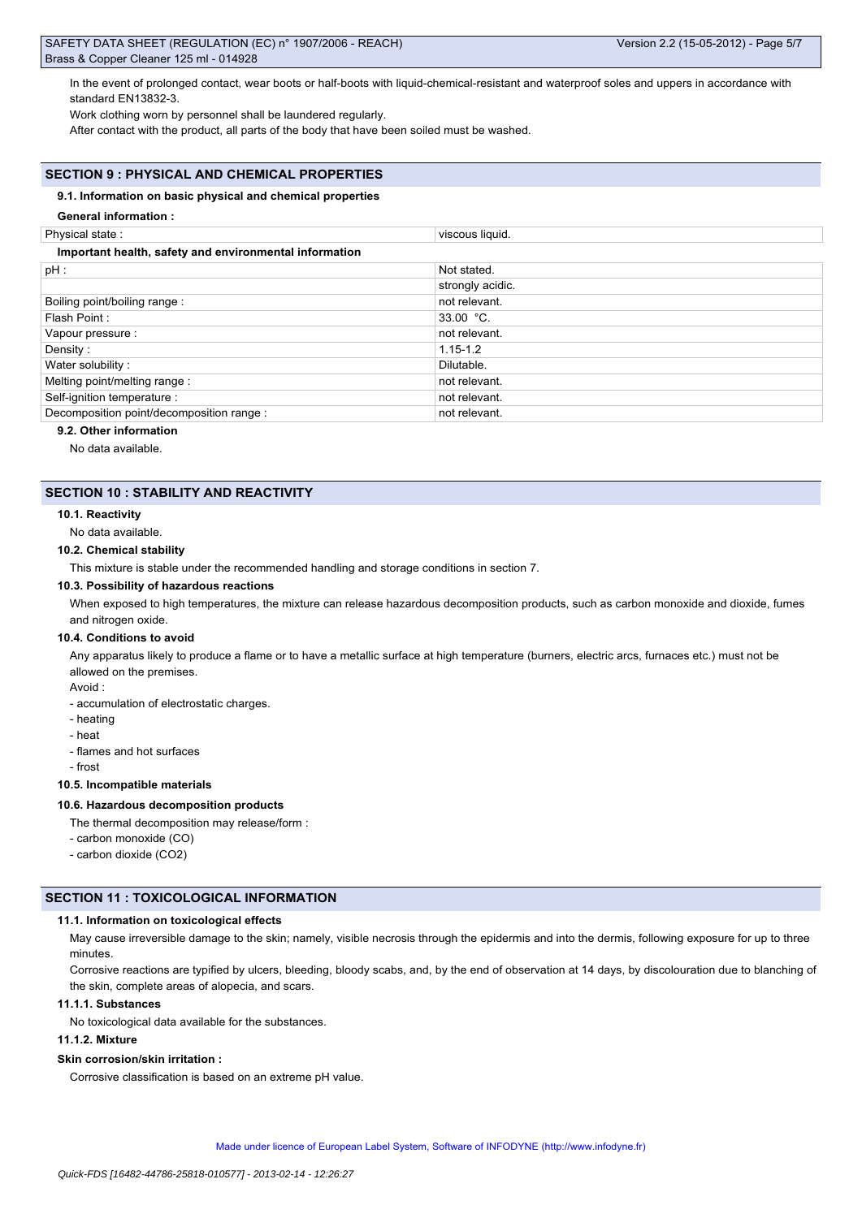In the event of prolonged contact, wear boots or half-boots with liquid-chemical-resistant and waterproof soles and uppers in accordance with standard EN13832-3.

Work clothing worn by personnel shall be laundered regularly.

After contact with the product, all parts of the body that have been soiled must be washed.

## SECTION 9 : PHYSICAL AND CHEMICAL PROPERTIES

### 9.1. Information on basic physical and chemical properties

**General information :**

| Physical state : | viscous liquid. |
|---|---|

**Important health, safety and environmental information**

| pH : | Not stated. |
|---|---|
| | strongly acidic. |
| Boiling point/boiling range : | not relevant. |
| Flash Point : | 33.00 °C. |
| Vapour pressure : | not relevant. |
| Density : | 1.15-1.2 |
| Water solubility : | Dilutable. |
| Melting point/melting range : | not relevant. |
| Self-ignition temperature : | not relevant. |
| Decomposition point/decomposition range : | not relevant. |

### 9.2. Other information

No data available.

## SECTION 10 : STABILITY AND REACTIVITY

### 10.1. Reactivity

No data available.

### 10.2. Chemical stability

This mixture is stable under the recommended handling and storage conditions in section 7.

### 10.3. Possibility of hazardous reactions

When exposed to high temperatures, the mixture can release hazardous decomposition products, such as carbon monoxide and dioxide, fumes and nitrogen oxide.

### 10.4. Conditions to avoid

Any apparatus likely to produce a flame or to have a metallic surface at high temperature (burners, electric arcs, furnaces etc.) must not be allowed on the premises.

Avoid :

- accumulation of electrostatic charges.
- heating
- heat
- flames and hot surfaces
- frost

### 10.5. Incompatible materials

### 10.6. Hazardous decomposition products

The thermal decomposition may release/form :

- carbon monoxide (CO)
- carbon dioxide ($CO_2$)

## SECTION 11 : TOXICOLOGICAL INFORMATION

### 11.1. Information on toxicological effects

May cause irreversible damage to the skin; namely, visible necrosis through the epidermis and into the dermis, following exposure for up to three minutes.

Corrosive reactions are typified by ulcers, bleeding, bloody scabs, and, by the end of observation at 14 days, by discolouration due to blanching of the skin, complete areas of alopecia, and scars.

### 11.1.1. Substances

No toxicological data available for the substances.

### 11.1.2. Mixture

**Skin corrosion/skin irritation :**

Corrosive classification is based on an extreme pH value.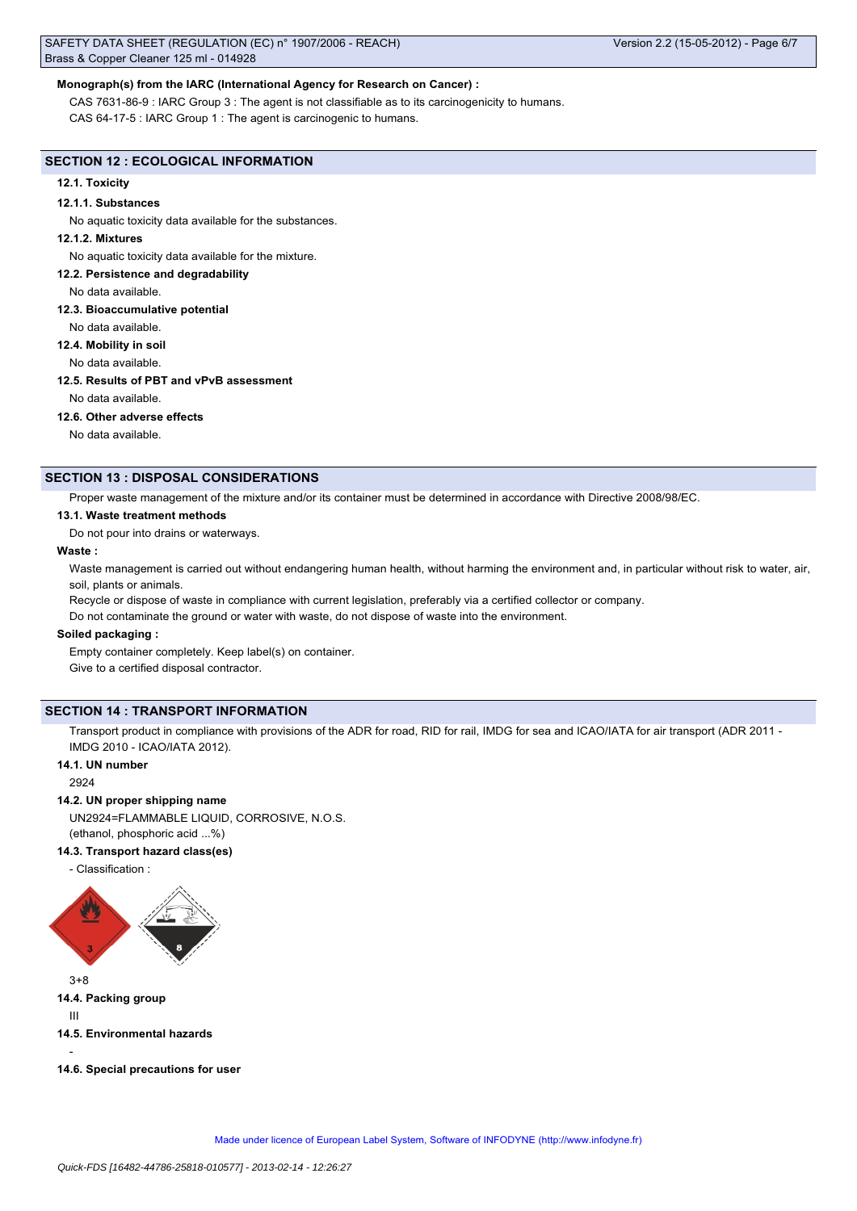**Monograph(s) from the IARC (International Agency for Research on Cancer) :**

CAS 7631-86-9 : IARC Group 3 : The agent is not classifiable as to its carcinogenicity to humans.

CAS 64-17-5 : IARC Group 1 : The agent is carcinogenic to humans.

## SECTION 12 : ECOLOGICAL INFORMATION

**12.1. Toxicity**

**12.1.1. Substances**

No aquatic toxicity data available for the substances.

**12.1.2. Mixtures**

No aquatic toxicity data available for the mixture.

**12.2. Persistence and degradability**

No data available.

**12.3. Bioaccumulative potential**

No data available.

**12.4. Mobility in soil**

No data available.

**12.5. Results of PBT and vPvB assessment**

No data available.

**12.6. Other adverse effects**

No data available.

## SECTION 13 : DISPOSAL CONSIDERATIONS

Proper waste management of the mixture and/or its container must be determined in accordance with Directive 2008/98/EC.

**13.1. Waste treatment methods**

Do not pour into drains or waterways.

**Waste :**

Waste management is carried out without endangering human health, without harming the environment and, in particular without risk to water, air, soil, plants or animals.

Recycle or dispose of waste in compliance with current legislation, preferably via a certified collector or company.

Do not contaminate the ground or water with waste, do not dispose of waste into the environment.

**Soiled packaging :**

Empty container completely. Keep label(s) on container.

Give to a certified disposal contractor.

## SECTION 14 : TRANSPORT INFORMATION

Transport product in compliance with provisions of the ADR for road, RID for rail, IMDG for sea and ICAO/IATA for air transport (ADR 2011 - IMDG 2010 - ICAO/IATA 2012).

**14.1. UN number**

2924

**14.2. UN proper shipping name**

UN2924=FLAMMABLE LIQUID, CORROSIVE, N.O.S.
(ethanol, phosphoric acid ...%)

**14.3. Transport hazard class(es)**

- Classification :

3+8

**14.4. Packing group**

III

**14.5. Environmental hazards**

-

**14.6. Special precautions for user**

Made under licence of European Label System, Software of INFODYNE (http://www.infodyne.fr)

*Quick-FDS [16482-44786-25818-010577] - 2013-02-14 - 12:26:27*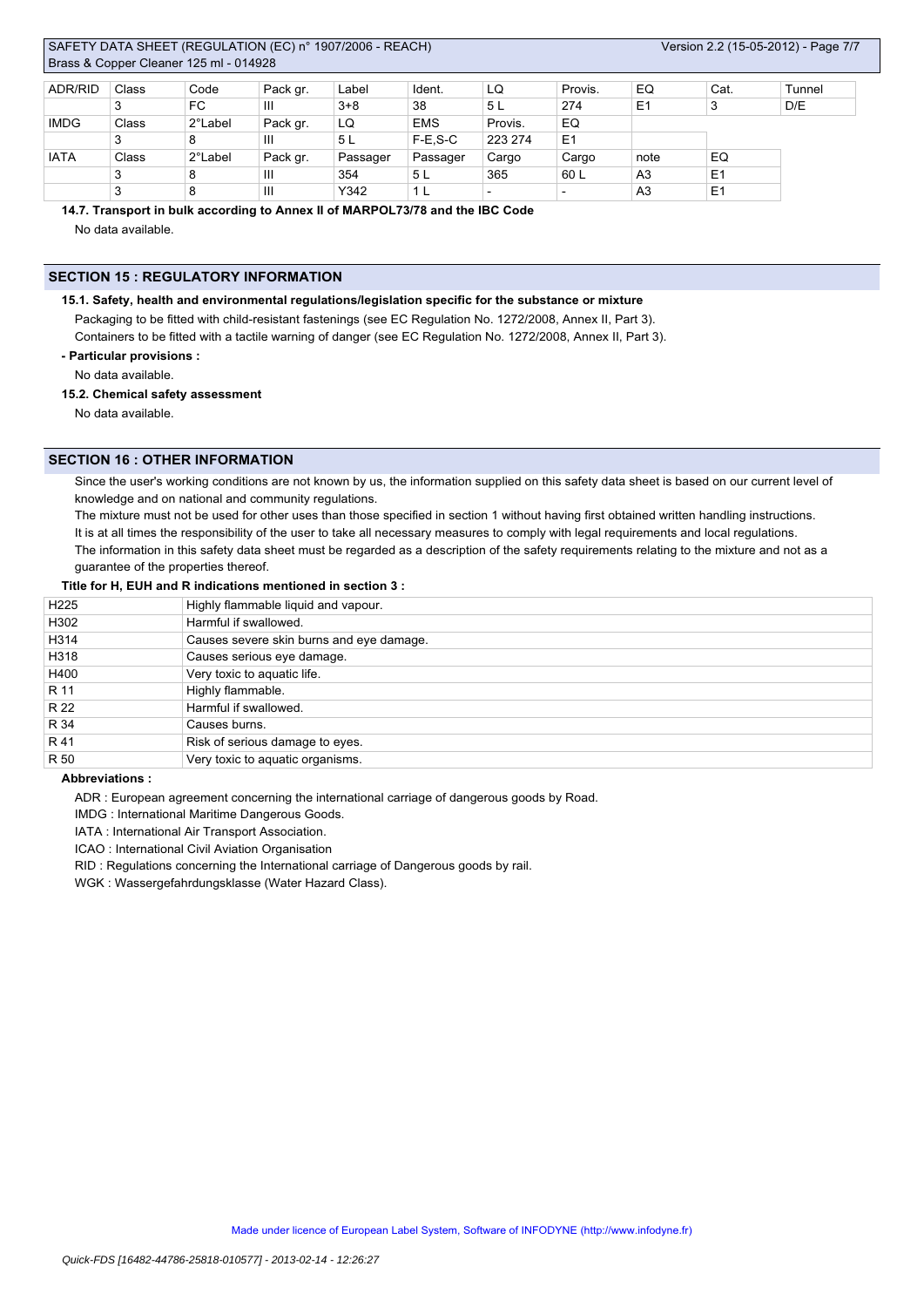| ADR/RID | Class | Code | Pack gr. | Label | Ident. | LQ | Provis. | EQ | Cat. | Tunnel |
|---|---|---|---|---|---|---|---|---|---|---|
| | 3 | FC | III | 3+8 | 38 | 5 L | 274 | E1 | 3 | D/E |

| IMDG | Class | 2°Label | Pack gr. | LQ | EMS | Provis. | EQ |
|---|---|---|---|---|---|---|---|
| | 3 | 8 | III | 5 L | F-E,S-C | 223 274 | E1 |

| IATA | Class | 2°Label | Pack gr. | Passager | Passager | Cargo | Cargo | note | EQ |
|---|---|---|---|---|---|---|---|---|---|
| | 3 | 8 | III | 354 | 5 L | 365 | 60 L | A3 | E1 |
| | 3 | 8 | III | Y342 | 1 L | - | - | A3 | E1 |

**14.7. Transport in bulk according to Annex II of MARPOL73/78 and the IBC Code**

No data available.

## SECTION 15 : REGULATORY INFORMATION

**15.1. Safety, health and environmental regulations/legislation specific for the substance or mixture**

Packaging to be fitted with child-resistant fastenings (see EC Regulation No. 1272/2008, Annex II, Part 3).

Containers to be fitted with a tactile warning of danger (see EC Regulation No. 1272/2008, Annex II, Part 3).

**- Particular provisions :**

No data available.

**15.2. Chemical safety assessment**

No data available.

## SECTION 16 : OTHER INFORMATION

Since the user's working conditions are not known by us, the information supplied on this safety data sheet is based on our current level of knowledge and on national and community regulations.

The mixture must not be used for other uses than those specified in section 1 without having first obtained written handling instructions.

It is at all times the responsibility of the user to take all necessary measures to comply with legal requirements and local regulations.

The information in this safety data sheet must be regarded as a description of the safety requirements relating to the mixture and not as a guarantee of the properties thereof.

**Title for H, EUH and R indications mentioned in section 3 :**

| | |
|---|---|
| H225 | Highly flammable liquid and vapour. |
| H302 | Harmful if swallowed. |
| H314 | Causes severe skin burns and eye damage. |
| H318 | Causes serious eye damage. |
| H400 | Very toxic to aquatic life. |
| R 11 | Highly flammable. |
| R 22 | Harmful if swallowed. |
| R 34 | Causes burns. |
| R 41 | Risk of serious damage to eyes. |
| R 50 | Very toxic to aquatic organisms. |

**Abbreviations :**

ADR : European agreement concerning the international carriage of dangerous goods by Road.

IMDG : International Maritime Dangerous Goods.

IATA : International Air Transport Association.

ICAO : International Civil Aviation Organisation

RID : Regulations concerning the International carriage of Dangerous goods by rail.

WGK : Wassergefahrdungsklasse (Water Hazard Class).

Made under licence of European Label System, Software of INFODYNE (http://www.infodyne.fr)

*Quick-FDS [16482-44786-25818-010577] - 2013-02-14 - 12:26:27*